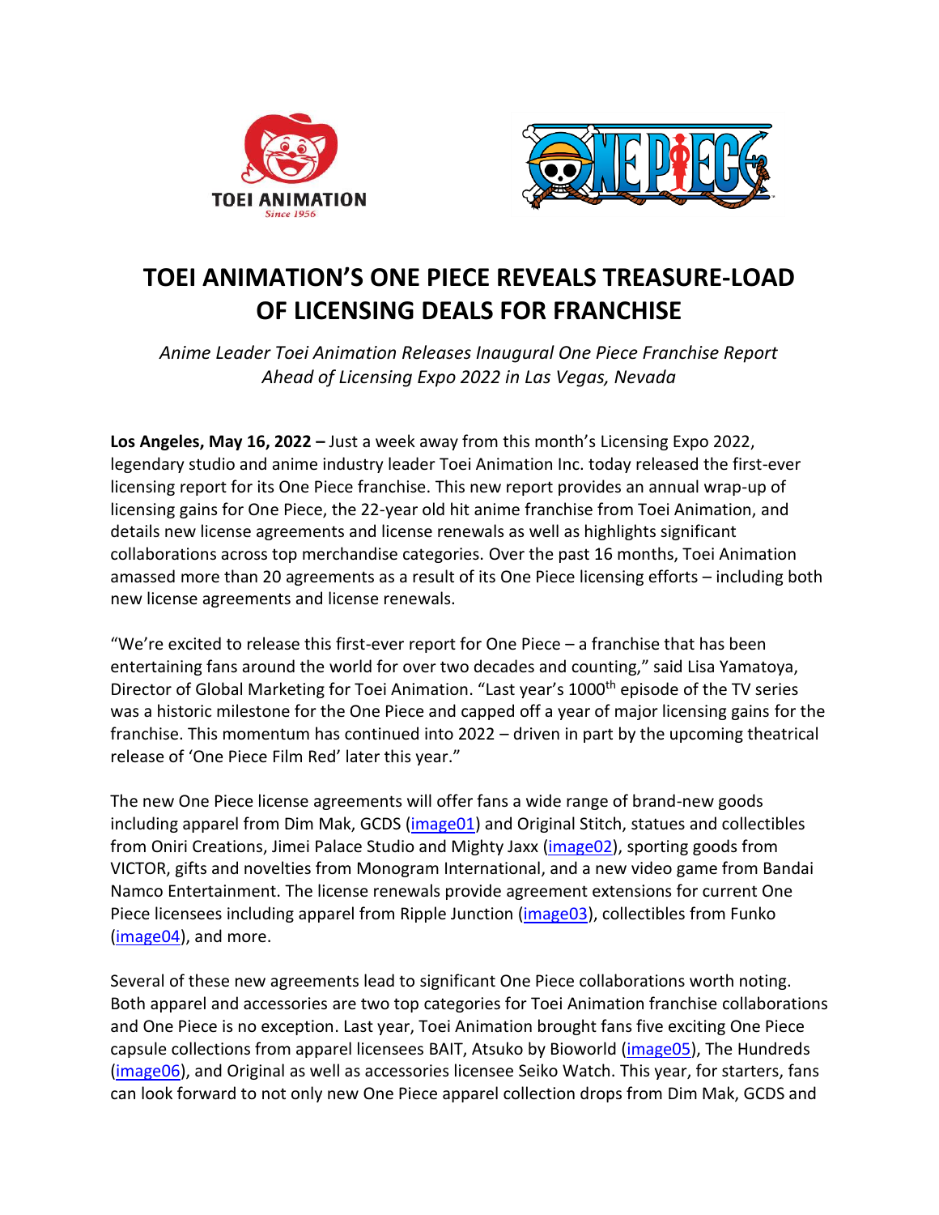# TOEI ANIMATION'S ONE PIECE REVEALS TREASURE-LOAD OF LICENSING DEALS FOR FRANCHISE

*Anime Leader Toei Animation Releases Inaugural One Piece Franchise Report Ahead of Licensing Expo 2022 in Las Vegas, Nevada*

**Los Angeles, May 16, 2022 –** Just a week away from this month's Licensing Expo 2022, legendary studio and anime industry leader Toei Animation Inc. today released the first-ever licensing report for its One Piece franchise. This new report provides an annual wrap-up of licensing gains for One Piece, the 22-year old hit anime franchise from Toei Animation, and details new license agreements and license renewals as well as highlights significant collaborations across top merchandise categories. Over the past 16 months, Toei Animation amassed more than 20 agreements as a result of its One Piece licensing efforts – including both new license agreements and license renewals.

"We're excited to release this first-ever report for One Piece – a franchise that has been entertaining fans around the world for over two decades and counting," said Lisa Yamatoya, Director of Global Marketing for Toei Animation. "Last year's 1000th episode of the TV series was a historic milestone for the One Piece and capped off a year of major licensing gains for the franchise. This momentum has continued into 2022 – driven in part by the upcoming theatrical release of 'One Piece Film Red' later this year."

The new One Piece license agreements will offer fans a wide range of brand-new goods including apparel from Dim Mak, GCDS (image01) and Original Stitch, statues and collectibles from Oniri Creations, Jimei Palace Studio and Mighty Jaxx (image02), sporting goods from VICTOR, gifts and novelties from Monogram International, and a new video game from Bandai Namco Entertainment. The license renewals provide agreement extensions for current One Piece licensees including apparel from Ripple Junction (image03), collectibles from Funko (image04), and more.

Several of these new agreements lead to significant One Piece collaborations worth noting. Both apparel and accessories are two top categories for Toei Animation franchise collaborations and One Piece is no exception. Last year, Toei Animation brought fans five exciting One Piece capsule collections from apparel licensees BAIT, Atsuko by Bioworld (image05), The Hundreds (image06), and Original as well as accessories licensee Seiko Watch. This year, for starters, fans can look forward to not only new One Piece apparel collection drops from Dim Mak, GCDS and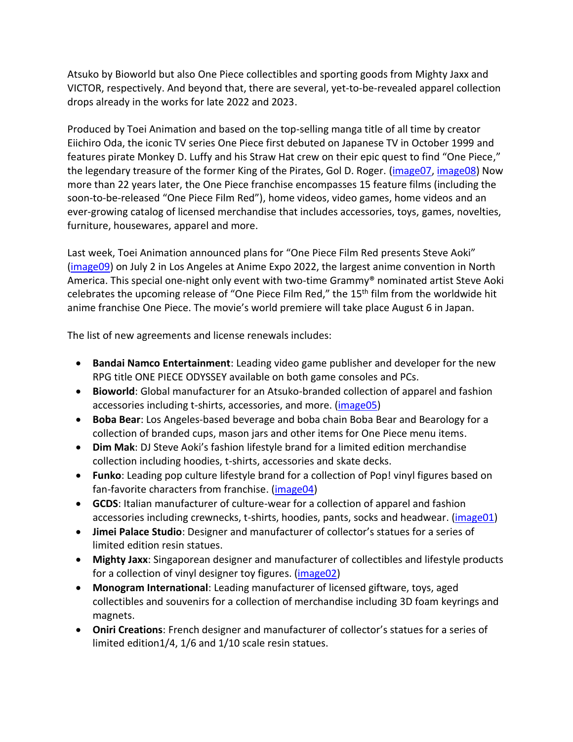Atsuko by Bioworld but also One Piece collectibles and sporting goods from Mighty Jaxx and VICTOR, respectively. And beyond that, there are several, yet-to-be-revealed apparel collection drops already in the works for late 2022 and 2023.

Produced by Toei Animation and based on the top-selling manga title of all time by creator Eiichiro Oda, the iconic TV series One Piece first debuted on Japanese TV in October 1999 and features pirate Monkey D. Luffy and his Straw Hat crew on their epic quest to find "One Piece," the legendary treasure of the former King of the Pirates, Gol D. Roger. (image07, image08) Now more than 22 years later, the One Piece franchise encompasses 15 feature films (including the soon-to-be-released "One Piece Film Red"), home videos, video games, home videos and an ever-growing catalog of licensed merchandise that includes accessories, toys, games, novelties, furniture, housewares, apparel and more.

Last week, Toei Animation announced plans for "One Piece Film Red presents Steve Aoki" (image09) on July 2 in Los Angeles at Anime Expo 2022, the largest anime convention in North America. This special one-night only event with two-time Grammy® nominated artist Steve Aoki celebrates the upcoming release of "One Piece Film Red," the 15th film from the worldwide hit anime franchise One Piece. The movie's world premiere will take place August 6 in Japan.

The list of new agreements and license renewals includes:

- **Bandai Namco Entertainment**: Leading video game publisher and developer for the new RPG title ONE PIECE ODYSSEY available on both game consoles and PCs.
- **Bioworld**: Global manufacturer for an Atsuko-branded collection of apparel and fashion accessories including t-shirts, accessories, and more. (image05)
- **Boba Bear**: Los Angeles-based beverage and boba chain Boba Bear and Bearology for a collection of branded cups, mason jars and other items for One Piece menu items.
- **Dim Mak**: DJ Steve Aoki's fashion lifestyle brand for a limited edition merchandise collection including hoodies, t-shirts, accessories and skate decks.
- **Funko**: Leading pop culture lifestyle brand for a collection of Pop! vinyl figures based on fan-favorite characters from franchise. (image04)
- **GCDS**: Italian manufacturer of culture-wear for a collection of apparel and fashion accessories including crewnecks, t-shirts, hoodies, pants, socks and headwear. (image01)
- **Jimei Palace Studio**: Designer and manufacturer of collector's statues for a series of limited edition resin statues.
- **Mighty Jaxx**: Singaporean designer and manufacturer of collectibles and lifestyle products for a collection of vinyl designer toy figures. (image02)
- **Monogram International**: Leading manufacturer of licensed giftware, toys, aged collectibles and souvenirs for a collection of merchandise including 3D foam keyrings and magnets.
- **Oniri Creations**: French designer and manufacturer of collector's statues for a series of limited edition1/4, 1/6 and 1/10 scale resin statues.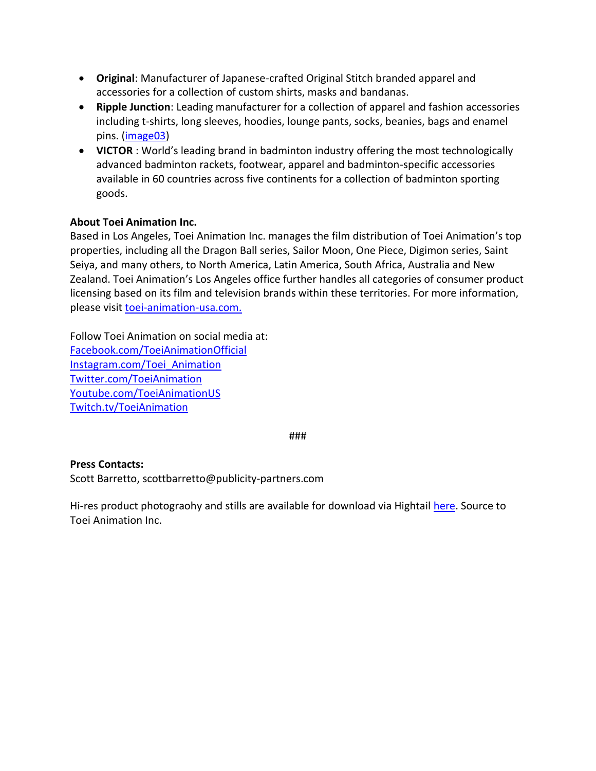- **Original**: Manufacturer of Japanese-crafted Original Stitch branded apparel and accessories for a collection of custom shirts, masks and bandanas.
- **Ripple Junction**: Leading manufacturer for a collection of apparel and fashion accessories including t-shirts, long sleeves, hoodies, lounge pants, socks, beanies, bags and enamel pins. (image03)
- **VICTOR** : World's leading brand in badminton industry offering the most technologically advanced badminton rackets, footwear, apparel and badminton-specific accessories available in 60 countries across five continents for a collection of badminton sporting goods.

**About Toei Animation Inc.**
Based in Los Angeles, Toei Animation Inc. manages the film distribution of Toei Animation's top properties, including all the Dragon Ball series, Sailor Moon, One Piece, Digimon series, Saint Seiya, and many others, to North America, Latin America, South Africa, Australia and New Zealand. Toei Animation's Los Angeles office further handles all categories of consumer product licensing based on its film and television brands within these territories. For more information, please visit toei-animation-usa.com.

Follow Toei Animation on social media at:
Facebook.com/ToeiAnimationOfficial
Instagram.com/Toei_Animation
Twitter.com/ToeiAnimation
Youtube.com/ToeiAnimationUS
Twitch.tv/ToeiAnimation

###

**Press Contacts:**
Scott Barretto, scottbarretto@publicity-partners.com

Hi-res product photograohy and stills are available for download via Hightail here. Source to Toei Animation Inc.